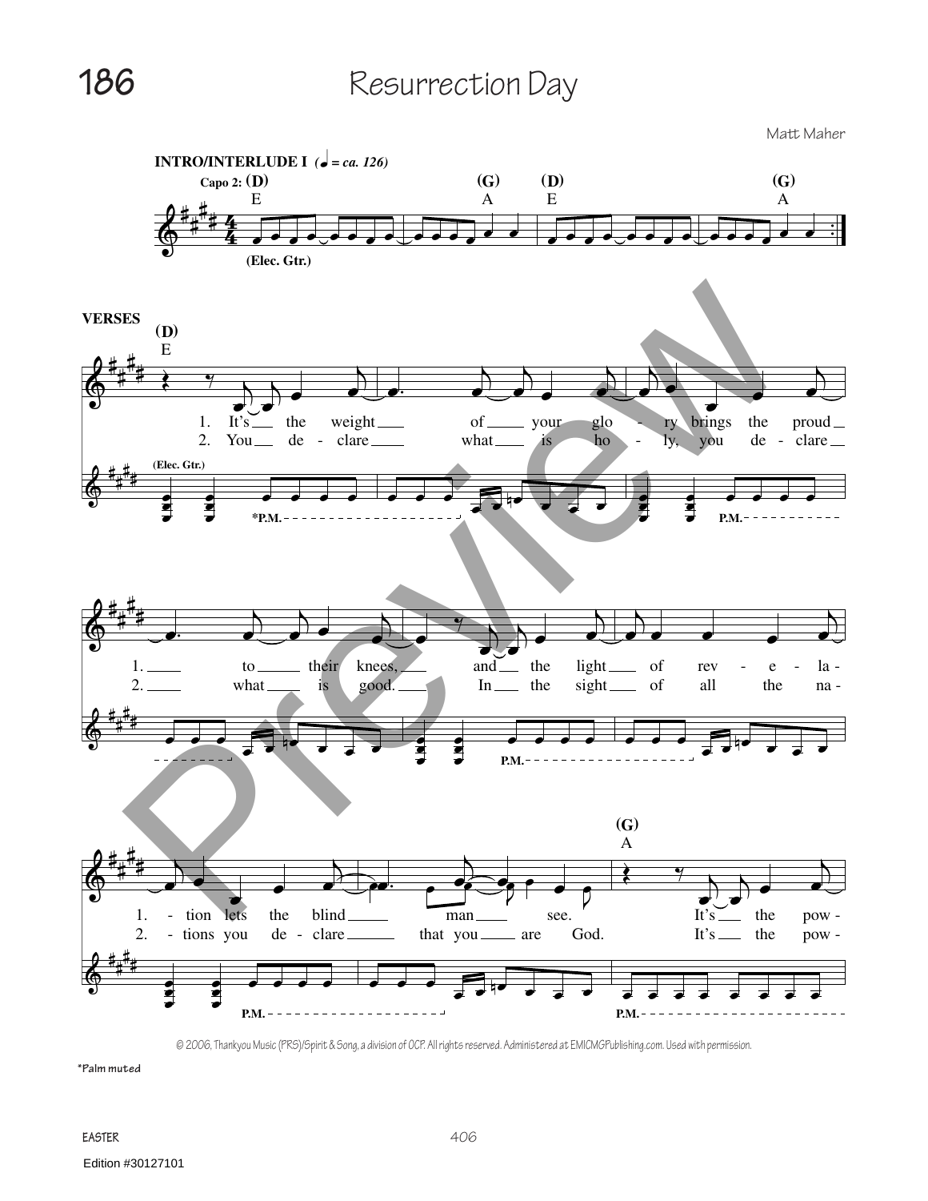# 186 Resurrection Day

Matt Maher

**INTRO/INTERLUDE I** (♩ = ca. 126)

Capo 2: (D) E — (G) A — (D) E — (G) A

(Elec. Gtr.)

**VERSES**

(D) E

1. It's the weight of your glo - ry brings the proud to their knees, and the light of rev - e - la - tion lets the blind man see. It's the pow -
2. You de - clare what is ho - ly, you de - clare what is good. In the sight of all the na - tions you de - clare that you are God. It's the pow -

(G) A

(Elec. Gtr.)

*P.M.

© 2006, Thankyou Music (PRS)/Spirit & Song, a division of OCP. All rights reserved. Administered at EMICMGPublishing.com. Used with permission.

*Palm muted

EASTER

Edition #30127101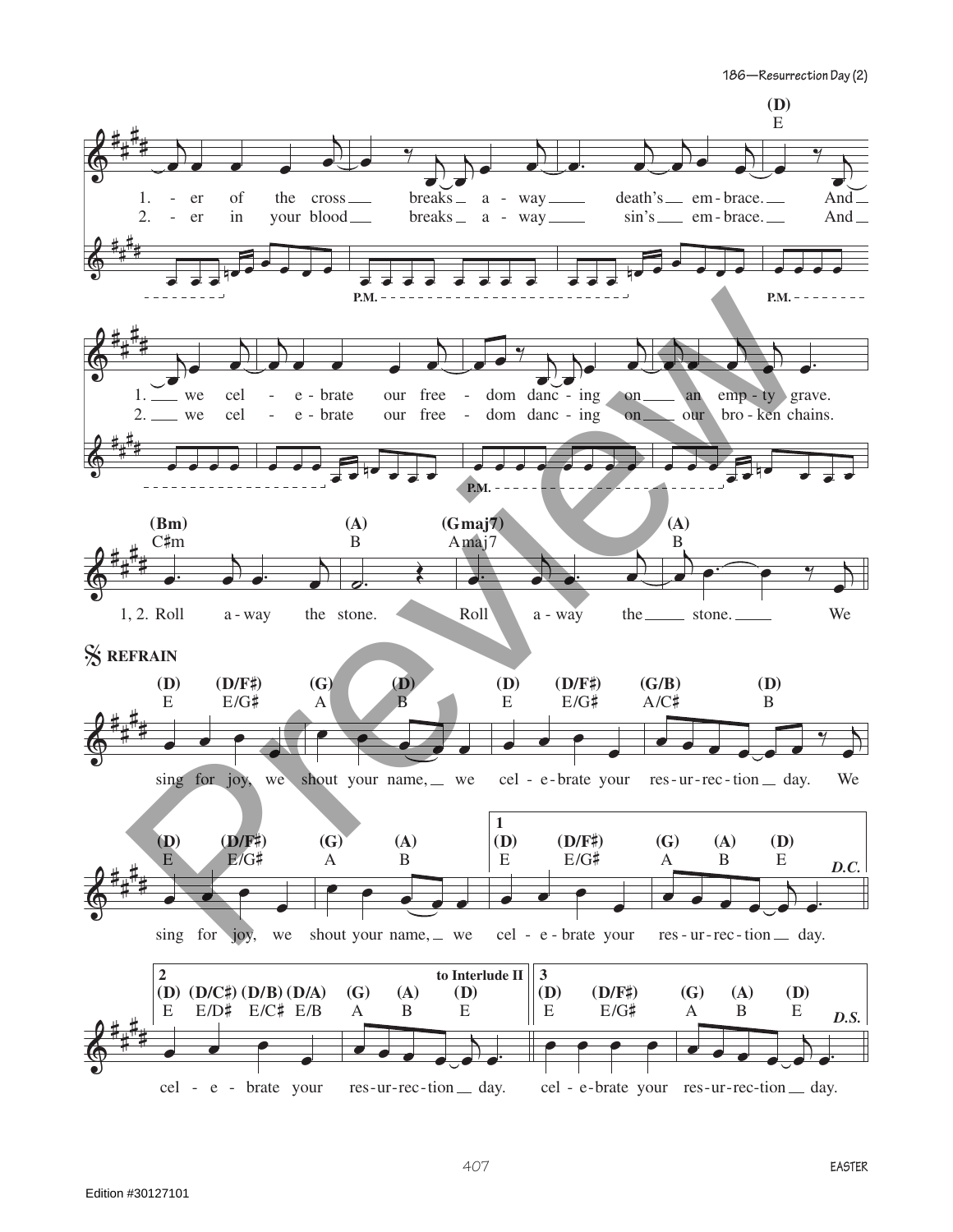1. - er of the cross breaks a - way death's em - brace. And
2. - er in your blood breaks a - way sin's em - brace. And

1. we cel - e - brate our free - dom danc - ing on an emp - ty grave.
2. we cel - e - brate our free - dom danc - ing on our bro - ken chains.

1, 2. Roll a - way the stone. Roll a - way the stone. We

REFRAIN

sing for joy, we shout your name, we cel - e - brate your res - ur - rec - tion day. We

sing for joy, we shout your name, we cel - e - brate your res - ur - rec - tion day.

cel - e - brate your res - ur - rec - tion day. cel - e - brate your res - ur - rec - tion day.

Edition #30127101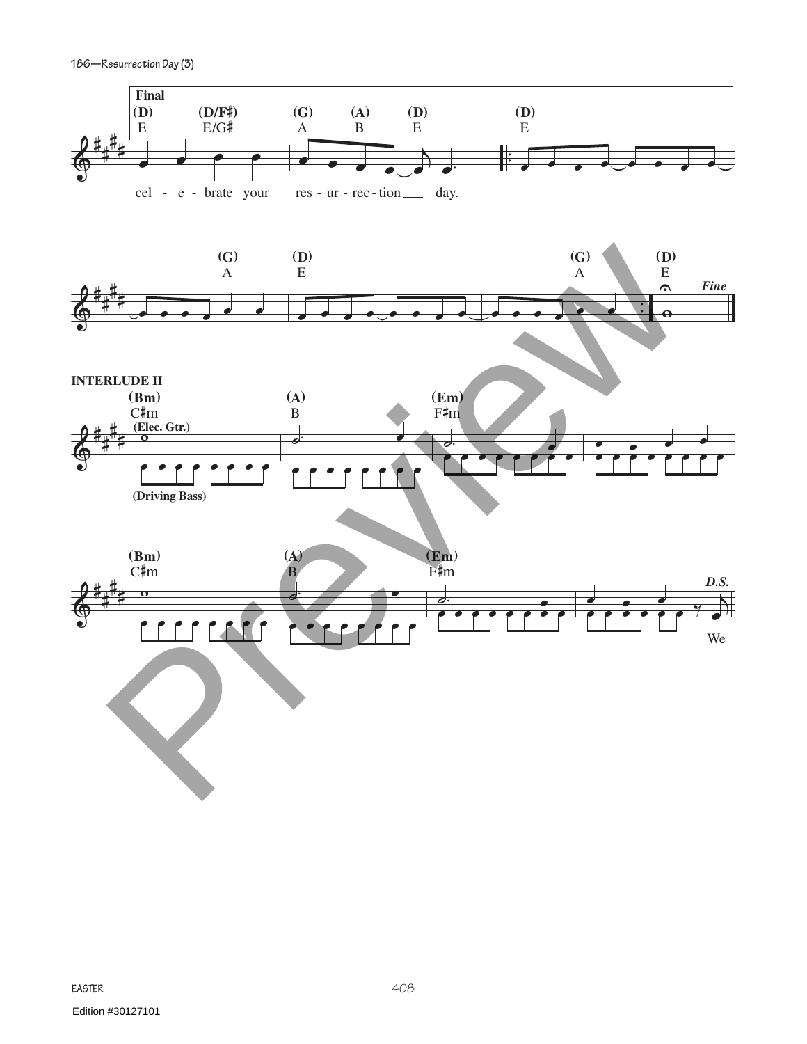Final

(D) E (D/F♯) E/G♯ (G) A (A) B (D) E (D) E

cel - e - brate your res - ur - rec - tion ___ day.

(G) A (D) E (G) A (D) E

*Fine*

INTERLUDE II

(Bm) C♯m (A) B (Em) F♯m

(Elec. Gtr.)

(Driving Bass)

(Bm) C♯m (A) B (Em) F♯m

*D.S.*

We

EASTER

Edition #30127101